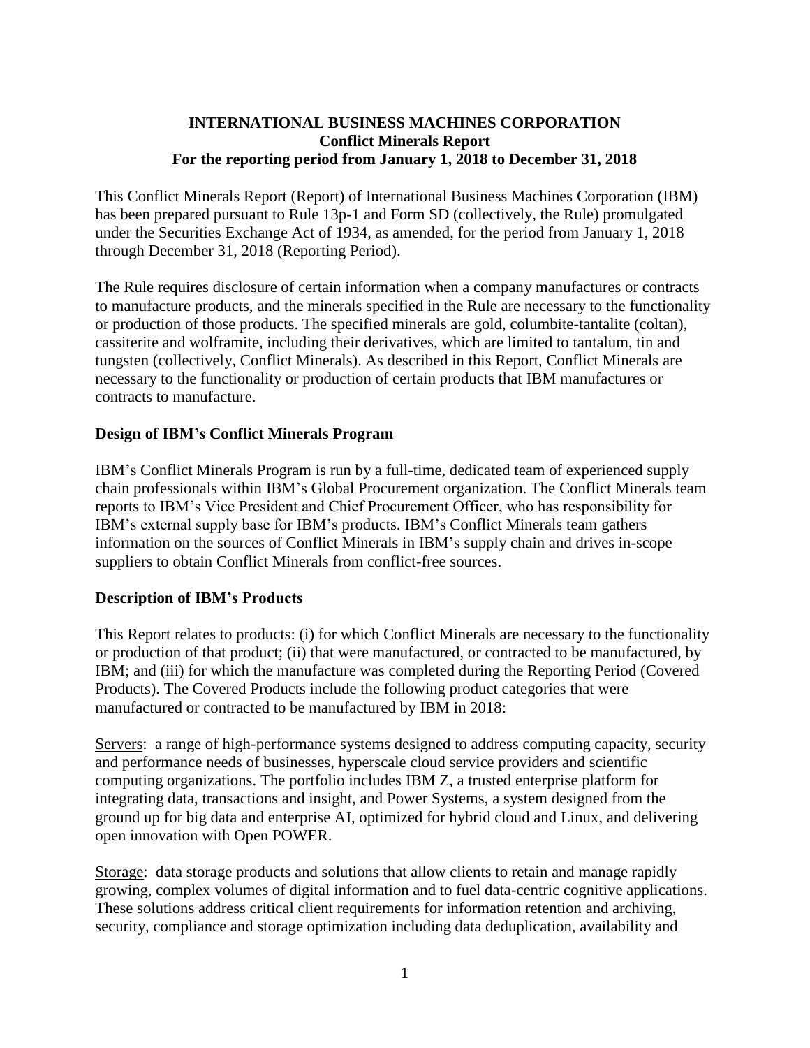# INTERNATIONAL BUSINESS MACHINES CORPORATION
## Conflict Minerals Report
## For the reporting period from January 1, 2018 to December 31, 2018

This Conflict Minerals Report (Report) of International Business Machines Corporation (IBM) has been prepared pursuant to Rule 13p-1 and Form SD (collectively, the Rule) promulgated under the Securities Exchange Act of 1934, as amended, for the period from January 1, 2018 through December 31, 2018 (Reporting Period).

The Rule requires disclosure of certain information when a company manufactures or contracts to manufacture products, and the minerals specified in the Rule are necessary to the functionality or production of those products. The specified minerals are gold, columbite-tantalite (coltan), cassiterite and wolframite, including their derivatives, which are limited to tantalum, tin and tungsten (collectively, Conflict Minerals). As described in this Report, Conflict Minerals are necessary to the functionality or production of certain products that IBM manufactures or contracts to manufacture.

### Design of IBM's Conflict Minerals Program

IBM's Conflict Minerals Program is run by a full-time, dedicated team of experienced supply chain professionals within IBM's Global Procurement organization. The Conflict Minerals team reports to IBM's Vice President and Chief Procurement Officer, who has responsibility for IBM's external supply base for IBM's products. IBM's Conflict Minerals team gathers information on the sources of Conflict Minerals in IBM's supply chain and drives in-scope suppliers to obtain Conflict Minerals from conflict-free sources.

### Description of IBM's Products

This Report relates to products: (i) for which Conflict Minerals are necessary to the functionality or production of that product; (ii) that were manufactured, or contracted to be manufactured, by IBM; and (iii) for which the manufacture was completed during the Reporting Period (Covered Products). The Covered Products include the following product categories that were manufactured or contracted to be manufactured by IBM in 2018:

Servers: a range of high-performance systems designed to address computing capacity, security and performance needs of businesses, hyperscale cloud service providers and scientific computing organizations. The portfolio includes IBM Z, a trusted enterprise platform for integrating data, transactions and insight, and Power Systems, a system designed from the ground up for big data and enterprise AI, optimized for hybrid cloud and Linux, and delivering open innovation with Open POWER.

Storage: data storage products and solutions that allow clients to retain and manage rapidly growing, complex volumes of digital information and to fuel data-centric cognitive applications. These solutions address critical client requirements for information retention and archiving, security, compliance and storage optimization including data deduplication, availability and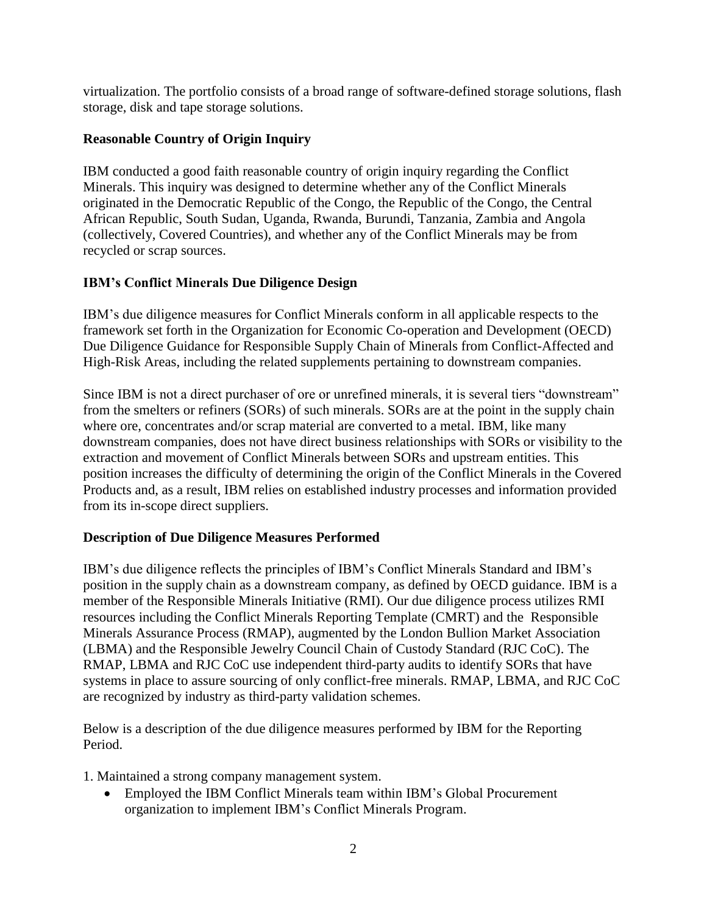virtualization. The portfolio consists of a broad range of software-defined storage solutions, flash storage, disk and tape storage solutions.

**Reasonable Country of Origin Inquiry**

IBM conducted a good faith reasonable country of origin inquiry regarding the Conflict Minerals. This inquiry was designed to determine whether any of the Conflict Minerals originated in the Democratic Republic of the Congo, the Republic of the Congo, the Central African Republic, South Sudan, Uganda, Rwanda, Burundi, Tanzania, Zambia and Angola (collectively, Covered Countries), and whether any of the Conflict Minerals may be from recycled or scrap sources.

**IBM's Conflict Minerals Due Diligence Design**

IBM's due diligence measures for Conflict Minerals conform in all applicable respects to the framework set forth in the Organization for Economic Co-operation and Development (OECD) Due Diligence Guidance for Responsible Supply Chain of Minerals from Conflict-Affected and High-Risk Areas, including the related supplements pertaining to downstream companies.

Since IBM is not a direct purchaser of ore or unrefined minerals, it is several tiers "downstream" from the smelters or refiners (SORs) of such minerals. SORs are at the point in the supply chain where ore, concentrates and/or scrap material are converted to a metal. IBM, like many downstream companies, does not have direct business relationships with SORs or visibility to the extraction and movement of Conflict Minerals between SORs and upstream entities. This position increases the difficulty of determining the origin of the Conflict Minerals in the Covered Products and, as a result, IBM relies on established industry processes and information provided from its in-scope direct suppliers.

**Description of Due Diligence Measures Performed**

IBM's due diligence reflects the principles of IBM's Conflict Minerals Standard and IBM's position in the supply chain as a downstream company, as defined by OECD guidance. IBM is a member of the Responsible Minerals Initiative (RMI). Our due diligence process utilizes RMI resources including the Conflict Minerals Reporting Template (CMRT) and the Responsible Minerals Assurance Process (RMAP), augmented by the London Bullion Market Association (LBMA) and the Responsible Jewelry Council Chain of Custody Standard (RJC CoC). The RMAP, LBMA and RJC CoC use independent third-party audits to identify SORs that have systems in place to assure sourcing of only conflict-free minerals. RMAP, LBMA, and RJC CoC are recognized by industry as third-party validation schemes.

Below is a description of the due diligence measures performed by IBM for the Reporting Period.

1. Maintained a strong company management system.
   - Employed the IBM Conflict Minerals team within IBM's Global Procurement organization to implement IBM's Conflict Minerals Program.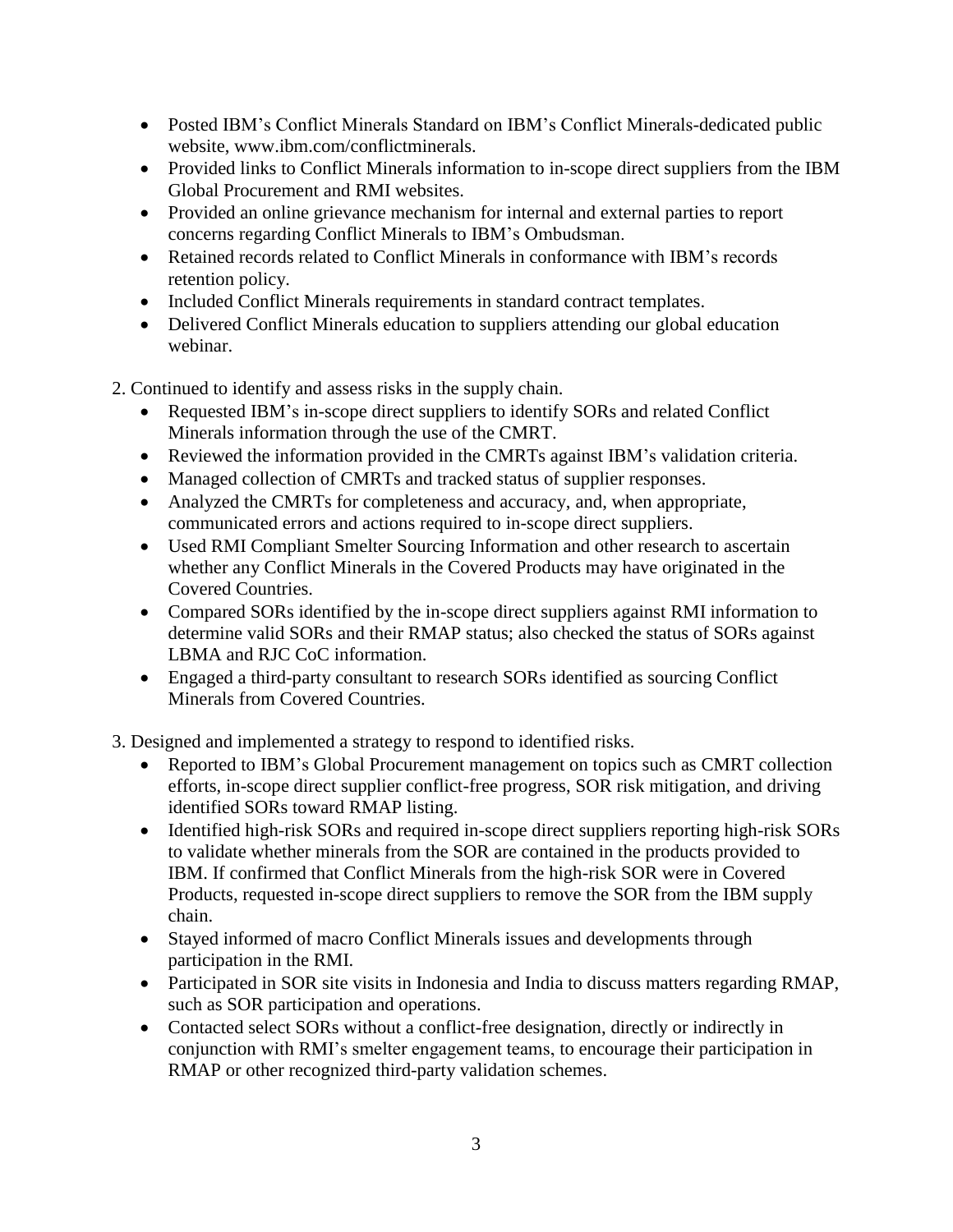- Posted IBM's Conflict Minerals Standard on IBM's Conflict Minerals-dedicated public website, www.ibm.com/conflictminerals.
- Provided links to Conflict Minerals information to in-scope direct suppliers from the IBM Global Procurement and RMI websites.
- Provided an online grievance mechanism for internal and external parties to report concerns regarding Conflict Minerals to IBM's Ombudsman.
- Retained records related to Conflict Minerals in conformance with IBM's records retention policy.
- Included Conflict Minerals requirements in standard contract templates.
- Delivered Conflict Minerals education to suppliers attending our global education webinar.

2. Continued to identify and assess risks in the supply chain.
   - Requested IBM's in-scope direct suppliers to identify SORs and related Conflict Minerals information through the use of the CMRT.
   - Reviewed the information provided in the CMRTs against IBM's validation criteria.
   - Managed collection of CMRTs and tracked status of supplier responses.
   - Analyzed the CMRTs for completeness and accuracy, and, when appropriate, communicated errors and actions required to in-scope direct suppliers.
   - Used RMI Compliant Smelter Sourcing Information and other research to ascertain whether any Conflict Minerals in the Covered Products may have originated in the Covered Countries.
   - Compared SORs identified by the in-scope direct suppliers against RMI information to determine valid SORs and their RMAP status; also checked the status of SORs against LBMA and RJC CoC information.
   - Engaged a third-party consultant to research SORs identified as sourcing Conflict Minerals from Covered Countries.

3. Designed and implemented a strategy to respond to identified risks.
   - Reported to IBM's Global Procurement management on topics such as CMRT collection efforts, in-scope direct supplier conflict-free progress, SOR risk mitigation, and driving identified SORs toward RMAP listing.
   - Identified high-risk SORs and required in-scope direct suppliers reporting high-risk SORs to validate whether minerals from the SOR are contained in the products provided to IBM. If confirmed that Conflict Minerals from the high-risk SOR were in Covered Products, requested in-scope direct suppliers to remove the SOR from the IBM supply chain.
   - Stayed informed of macro Conflict Minerals issues and developments through participation in the RMI.
   - Participated in SOR site visits in Indonesia and India to discuss matters regarding RMAP, such as SOR participation and operations.
   - Contacted select SORs without a conflict-free designation, directly or indirectly in conjunction with RMI's smelter engagement teams, to encourage their participation in RMAP or other recognized third-party validation schemes.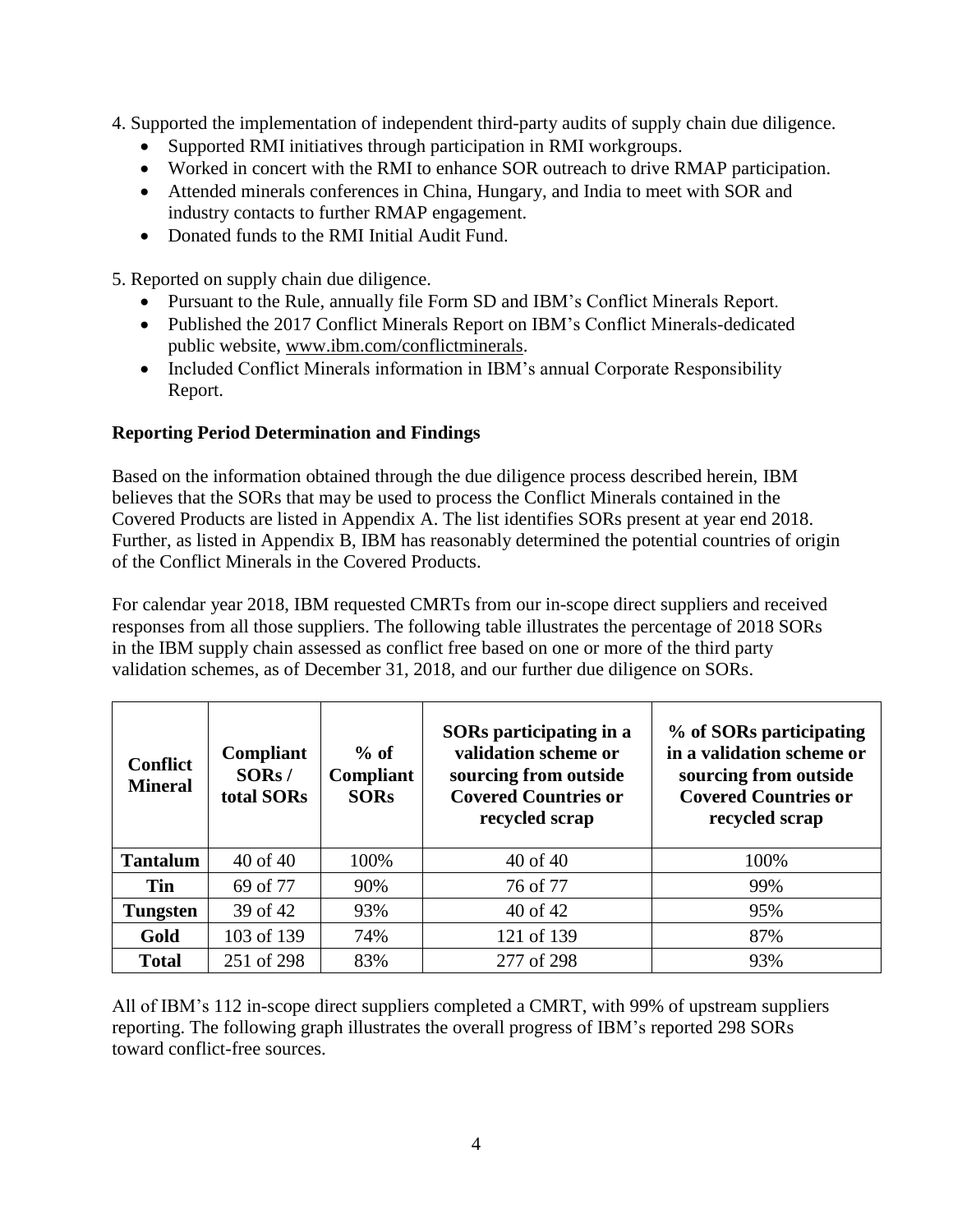4. Supported the implementation of independent third-party audits of supply chain due diligence.
    - Supported RMI initiatives through participation in RMI workgroups.
    - Worked in concert with the RMI to enhance SOR outreach to drive RMAP participation.
    - Attended minerals conferences in China, Hungary, and India to meet with SOR and industry contacts to further RMAP engagement.
    - Donated funds to the RMI Initial Audit Fund.

5. Reported on supply chain due diligence.
    - Pursuant to the Rule, annually file Form SD and IBM's Conflict Minerals Report.
    - Published the 2017 Conflict Minerals Report on IBM's Conflict Minerals-dedicated public website, www.ibm.com/conflictminerals.
    - Included Conflict Minerals information in IBM's annual Corporate Responsibility Report.

**Reporting Period Determination and Findings**

Based on the information obtained through the due diligence process described herein, IBM believes that the SORs that may be used to process the Conflict Minerals contained in the Covered Products are listed in Appendix A. The list identifies SORs present at year end 2018. Further, as listed in Appendix B, IBM has reasonably determined the potential countries of origin of the Conflict Minerals in the Covered Products.

For calendar year 2018, IBM requested CMRTs from our in-scope direct suppliers and received responses from all those suppliers. The following table illustrates the percentage of 2018 SORs in the IBM supply chain assessed as conflict free based on one or more of the third party validation schemes, as of December 31, 2018, and our further due diligence on SORs.

| Conflict Mineral | Compliant SORs / total SORs | % of Compliant SORs | SORs participating in a validation scheme or sourcing from outside Covered Countries or recycled scrap | % of SORs participating in a validation scheme or sourcing from outside Covered Countries or recycled scrap |
|---|---|---|---|---|
| **Tantalum** | 40 of 40 | 100% | 40 of 40 | 100% |
| **Tin** | 69 of 77 | 90% | 76 of 77 | 99% |
| **Tungsten** | 39 of 42 | 93% | 40 of 42 | 95% |
| **Gold** | 103 of 139 | 74% | 121 of 139 | 87% |
| **Total** | 251 of 298 | 83% | 277 of 298 | 93% |

All of IBM's 112 in-scope direct suppliers completed a CMRT, with 99% of upstream suppliers reporting. The following graph illustrates the overall progress of IBM's reported 298 SORs toward conflict-free sources.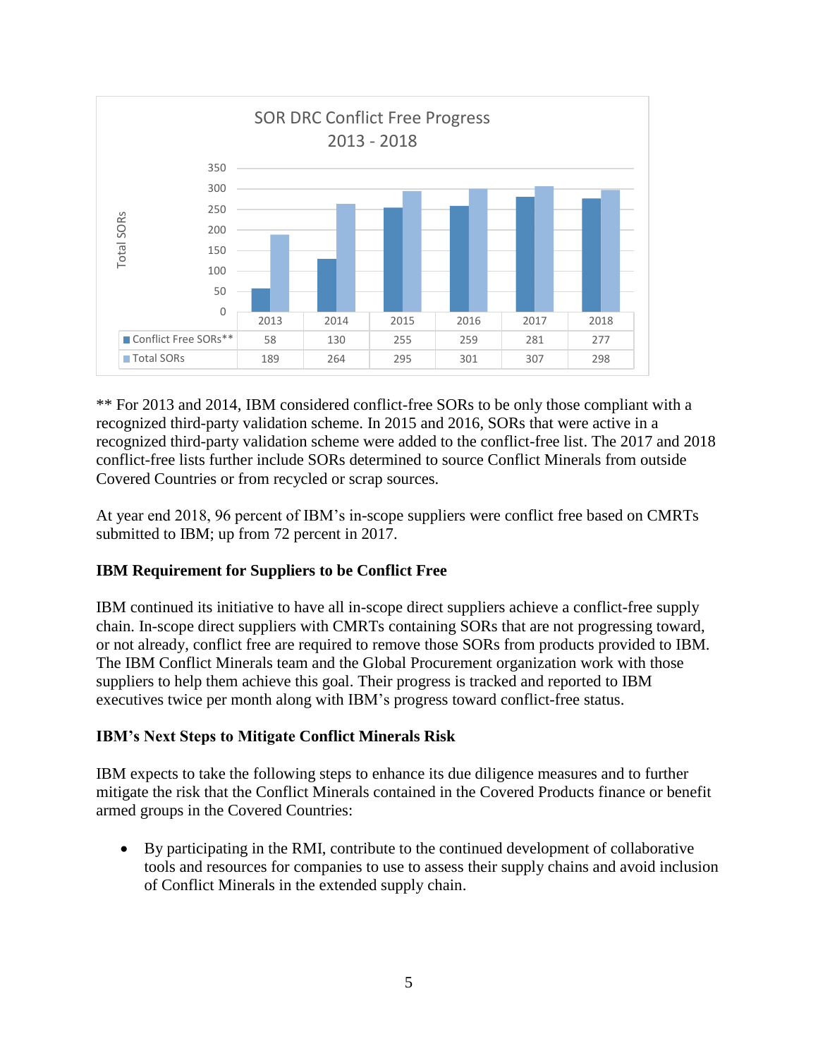**SOR DRC Conflict Free Progress 2013 - 2018**

| | 2013 | 2014 | 2015 | 2016 | 2017 | 2018 |
|---|---|---|---|---|---|---|
| Conflict Free SORs** | 58 | 130 | 255 | 259 | 281 | 277 |
| Total SORs | 189 | 264 | 295 | 301 | 307 | 298 |

** For 2013 and 2014, IBM considered conflict-free SORs to be only those compliant with a recognized third-party validation scheme. In 2015 and 2016, SORs that were active in a recognized third-party validation scheme were added to the conflict-free list. The 2017 and 2018 conflict-free lists further include SORs determined to source Conflict Minerals from outside Covered Countries or from recycled or scrap sources.

At year end 2018, 96 percent of IBM's in-scope suppliers were conflict free based on CMRTs submitted to IBM; up from 72 percent in 2017.

**IBM Requirement for Suppliers to be Conflict Free**

IBM continued its initiative to have all in-scope direct suppliers achieve a conflict-free supply chain. In-scope direct suppliers with CMRTs containing SORs that are not progressing toward, or not already, conflict free are required to remove those SORs from products provided to IBM. The IBM Conflict Minerals team and the Global Procurement organization work with those suppliers to help them achieve this goal. Their progress is tracked and reported to IBM executives twice per month along with IBM's progress toward conflict-free status.

**IBM's Next Steps to Mitigate Conflict Minerals Risk**

IBM expects to take the following steps to enhance its due diligence measures and to further mitigate the risk that the Conflict Minerals contained in the Covered Products finance or benefit armed groups in the Covered Countries:

- By participating in the RMI, contribute to the continued development of collaborative tools and resources for companies to use to assess their supply chains and avoid inclusion of Conflict Minerals in the extended supply chain.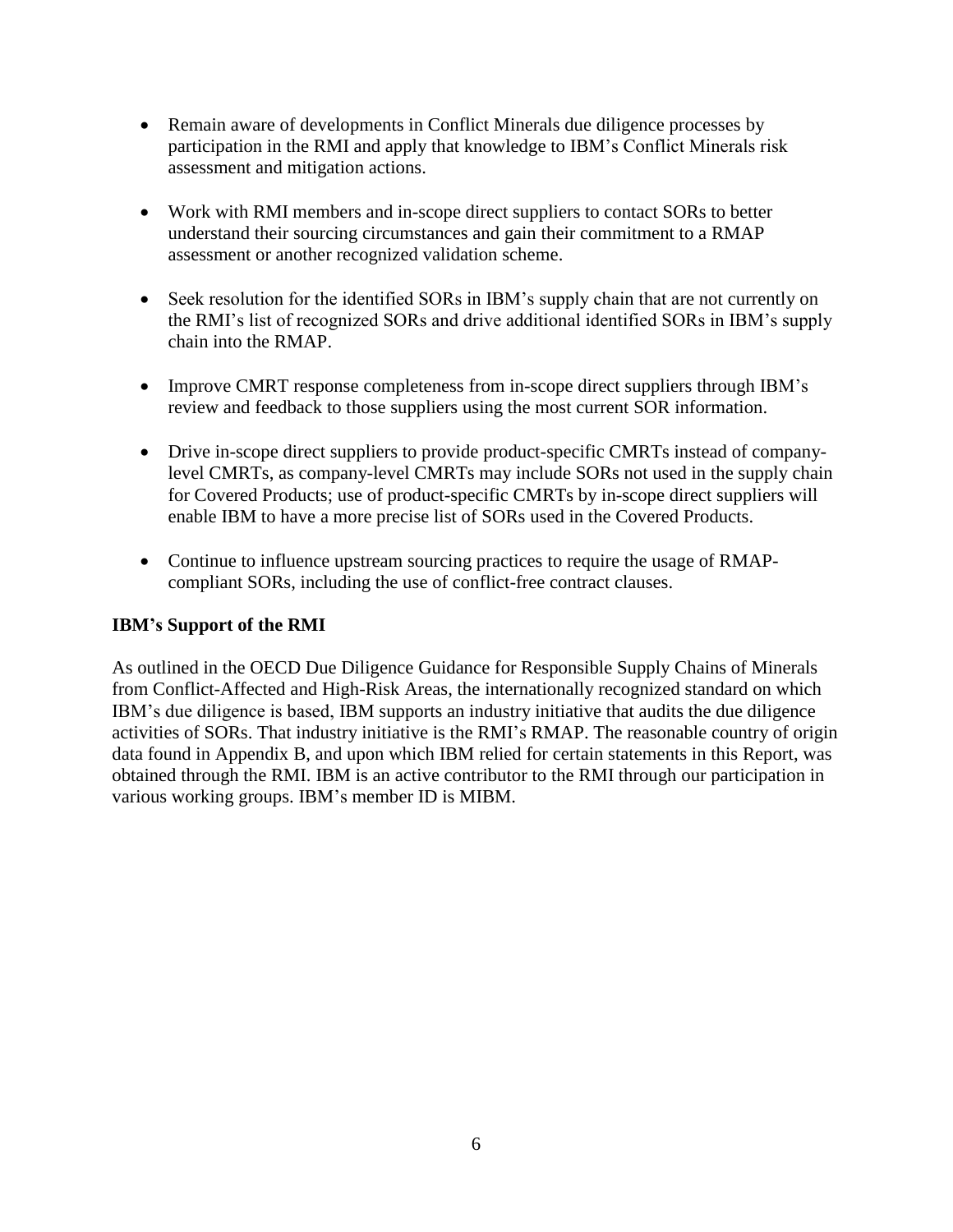- Remain aware of developments in Conflict Minerals due diligence processes by participation in the RMI and apply that knowledge to IBM's Conflict Minerals risk assessment and mitigation actions.

- Work with RMI members and in-scope direct suppliers to contact SORs to better understand their sourcing circumstances and gain their commitment to a RMAP assessment or another recognized validation scheme.

- Seek resolution for the identified SORs in IBM's supply chain that are not currently on the RMI's list of recognized SORs and drive additional identified SORs in IBM's supply chain into the RMAP.

- Improve CMRT response completeness from in-scope direct suppliers through IBM's review and feedback to those suppliers using the most current SOR information.

- Drive in-scope direct suppliers to provide product-specific CMRTs instead of company-level CMRTs, as company-level CMRTs may include SORs not used in the supply chain for Covered Products; use of product-specific CMRTs by in-scope direct suppliers will enable IBM to have a more precise list of SORs used in the Covered Products.

- Continue to influence upstream sourcing practices to require the usage of RMAP-compliant SORs, including the use of conflict-free contract clauses.

**IBM's Support of the RMI**

As outlined in the OECD Due Diligence Guidance for Responsible Supply Chains of Minerals from Conflict-Affected and High-Risk Areas, the internationally recognized standard on which IBM's due diligence is based, IBM supports an industry initiative that audits the due diligence activities of SORs. That industry initiative is the RMI's RMAP. The reasonable country of origin data found in Appendix B, and upon which IBM relied for certain statements in this Report, was obtained through the RMI. IBM is an active contributor to the RMI through our participation in various working groups. IBM's member ID is MIBM.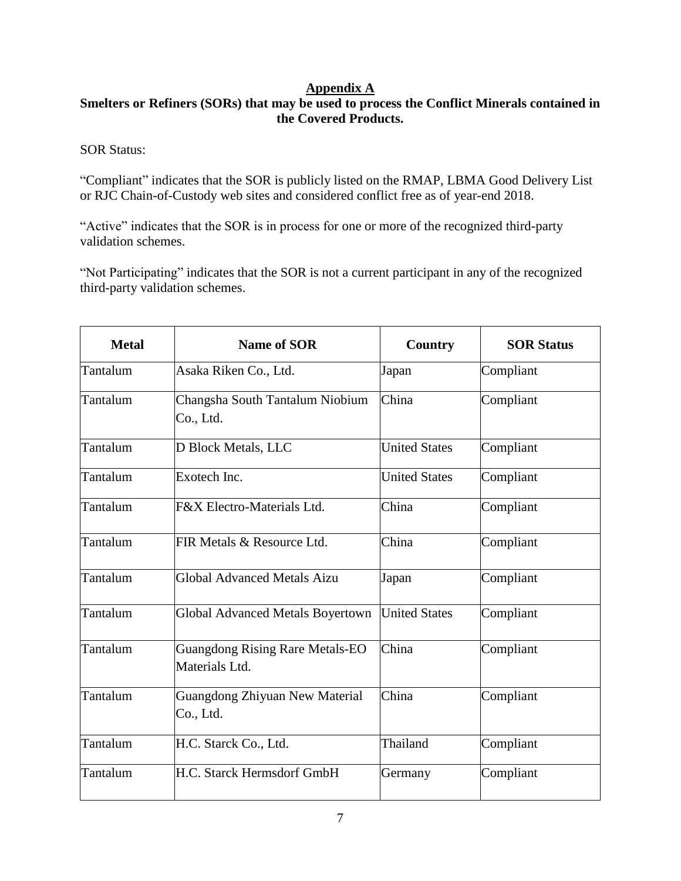## Appendix A

**Smelters or Refiners (SORs) that may be used to process the Conflict Minerals contained in the Covered Products.**

SOR Status:

"Compliant" indicates that the SOR is publicly listed on the RMAP, LBMA Good Delivery List or RJC Chain-of-Custody web sites and considered conflict free as of year-end 2018.

"Active" indicates that the SOR is in process for one or more of the recognized third-party validation schemes.

"Not Participating" indicates that the SOR is not a current participant in any of the recognized third-party validation schemes.

| Metal | Name of SOR | Country | SOR Status |
|---|---|---|---|
| Tantalum | Asaka Riken Co., Ltd. | Japan | Compliant |
| Tantalum | Changsha South Tantalum Niobium Co., Ltd. | China | Compliant |
| Tantalum | D Block Metals, LLC | United States | Compliant |
| Tantalum | Exotech Inc. | United States | Compliant |
| Tantalum | F&X Electro-Materials Ltd. | China | Compliant |
| Tantalum | FIR Metals & Resource Ltd. | China | Compliant |
| Tantalum | Global Advanced Metals Aizu | Japan | Compliant |
| Tantalum | Global Advanced Metals Boyertown | United States | Compliant |
| Tantalum | Guangdong Rising Rare Metals-EO Materials Ltd. | China | Compliant |
| Tantalum | Guangdong Zhiyuan New Material Co., Ltd. | China | Compliant |
| Tantalum | H.C. Starck Co., Ltd. | Thailand | Compliant |
| Tantalum | H.C. Starck Hermsdorf GmbH | Germany | Compliant |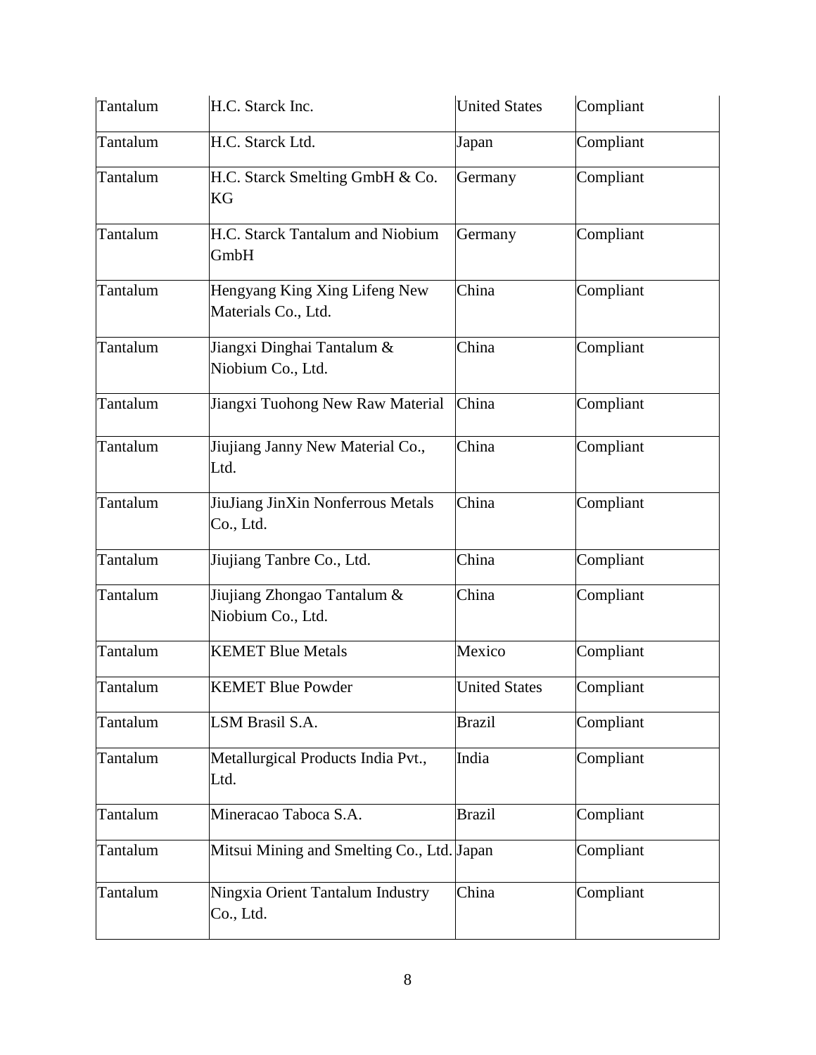| Tantalum | H.C. Starck Inc. | United States | Compliant |
|---|---|---|---|
| Tantalum | H.C. Starck Ltd. | Japan | Compliant |
| Tantalum | H.C. Starck Smelting GmbH & Co. KG | Germany | Compliant |
| Tantalum | H.C. Starck Tantalum and Niobium GmbH | Germany | Compliant |
| Tantalum | Hengyang King Xing Lifeng New Materials Co., Ltd. | China | Compliant |
| Tantalum | Jiangxi Dinghai Tantalum & Niobium Co., Ltd. | China | Compliant |
| Tantalum | Jiangxi Tuohong New Raw Material | China | Compliant |
| Tantalum | Jiujiang Janny New Material Co., Ltd. | China | Compliant |
| Tantalum | JiuJiang JinXin Nonferrous Metals Co., Ltd. | China | Compliant |
| Tantalum | Jiujiang Tanbre Co., Ltd. | China | Compliant |
| Tantalum | Jiujiang Zhongao Tantalum & Niobium Co., Ltd. | China | Compliant |
| Tantalum | KEMET Blue Metals | Mexico | Compliant |
| Tantalum | KEMET Blue Powder | United States | Compliant |
| Tantalum | LSM Brasil S.A. | Brazil | Compliant |
| Tantalum | Metallurgical Products India Pvt., Ltd. | India | Compliant |
| Tantalum | Mineracao Taboca S.A. | Brazil | Compliant |
| Tantalum | Mitsui Mining and Smelting Co., Ltd. | Japan | Compliant |
| Tantalum | Ningxia Orient Tantalum Industry Co., Ltd. | China | Compliant |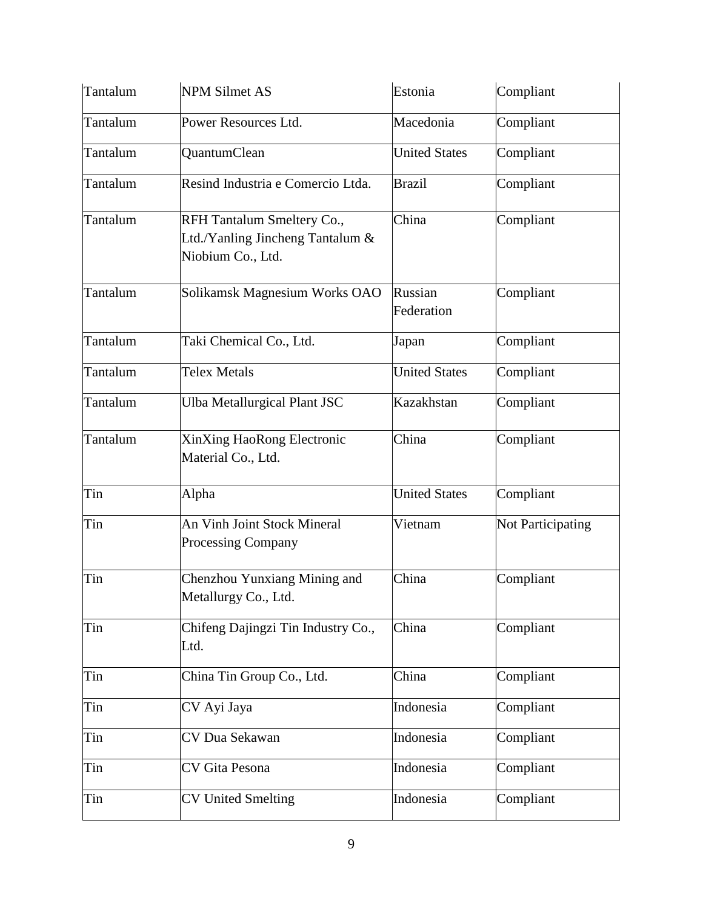| | | | |
|---|---|---|---|
| Tantalum | NPM Silmet AS | Estonia | Compliant |
| Tantalum | Power Resources Ltd. | Macedonia | Compliant |
| Tantalum | QuantumClean | United States | Compliant |
| Tantalum | Resind Industria e Comercio Ltda. | Brazil | Compliant |
| Tantalum | RFH Tantalum Smeltery Co., Ltd./Yanling Jincheng Tantalum & Niobium Co., Ltd. | China | Compliant |
| Tantalum | Solikamsk Magnesium Works OAO | Russian Federation | Compliant |
| Tantalum | Taki Chemical Co., Ltd. | Japan | Compliant |
| Tantalum | Telex Metals | United States | Compliant |
| Tantalum | Ulba Metallurgical Plant JSC | Kazakhstan | Compliant |
| Tantalum | XinXing HaoRong Electronic Material Co., Ltd. | China | Compliant |
| Tin | Alpha | United States | Compliant |
| Tin | An Vinh Joint Stock Mineral Processing Company | Vietnam | Not Participating |
| Tin | Chenzhou Yunxiang Mining and Metallurgy Co., Ltd. | China | Compliant |
| Tin | Chifeng Dajingzi Tin Industry Co., Ltd. | China | Compliant |
| Tin | China Tin Group Co., Ltd. | China | Compliant |
| Tin | CV Ayi Jaya | Indonesia | Compliant |
| Tin | CV Dua Sekawan | Indonesia | Compliant |
| Tin | CV Gita Pesona | Indonesia | Compliant |
| Tin | CV United Smelting | Indonesia | Compliant |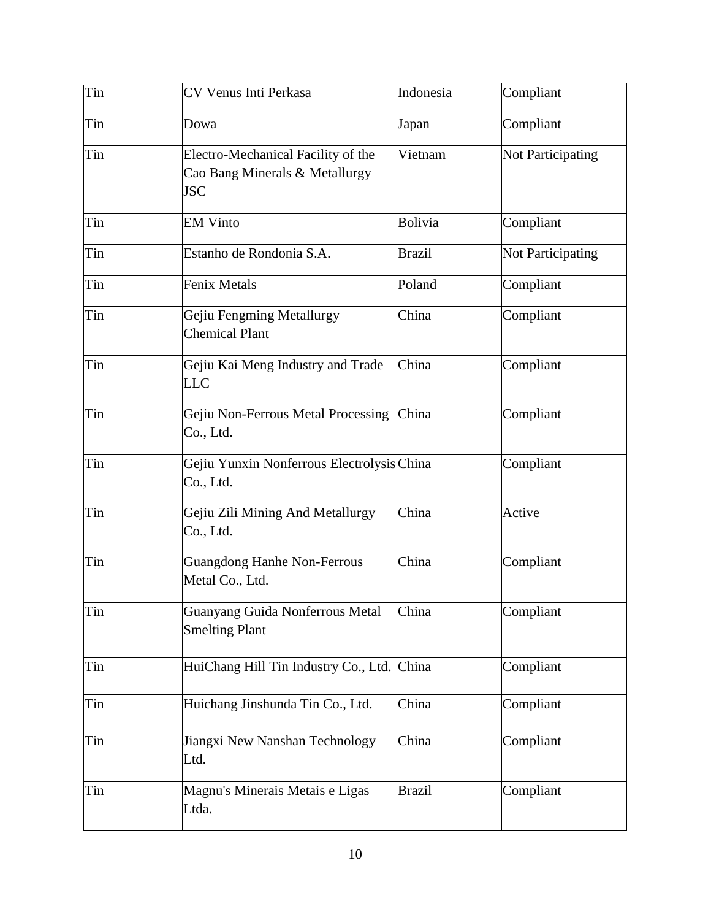| Tin | CV Venus Inti Perkasa | Indonesia | Compliant |
|---|---|---|---|
| Tin | Dowa | Japan | Compliant |
| Tin | Electro-Mechanical Facility of the Cao Bang Minerals & Metallurgy JSC | Vietnam | Not Participating |
| Tin | EM Vinto | Bolivia | Compliant |
| Tin | Estanho de Rondonia S.A. | Brazil | Not Participating |
| Tin | Fenix Metals | Poland | Compliant |
| Tin | Gejiu Fengming Metallurgy Chemical Plant | China | Compliant |
| Tin | Gejiu Kai Meng Industry and Trade LLC | China | Compliant |
| Tin | Gejiu Non-Ferrous Metal Processing Co., Ltd. | China | Compliant |
| Tin | Gejiu Yunxin Nonferrous Electrolysis Co., Ltd. | China | Compliant |
| Tin | Gejiu Zili Mining And Metallurgy Co., Ltd. | China | Active |
| Tin | Guangdong Hanhe Non-Ferrous Metal Co., Ltd. | China | Compliant |
| Tin | Guanyang Guida Nonferrous Metal Smelting Plant | China | Compliant |
| Tin | HuiChang Hill Tin Industry Co., Ltd. | China | Compliant |
| Tin | Huichang Jinshunda Tin Co., Ltd. | China | Compliant |
| Tin | Jiangxi New Nanshan Technology Ltd. | China | Compliant |
| Tin | Magnu's Minerais Metais e Ligas Ltda. | Brazil | Compliant |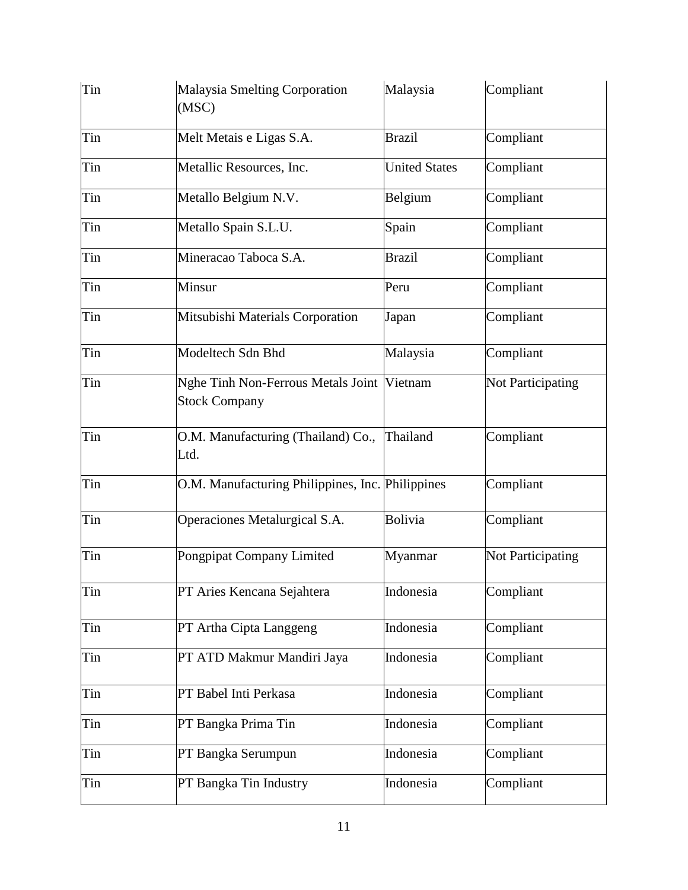| Tin | Malaysia Smelting Corporation (MSC) | Malaysia | Compliant |
|---|---|---|---|
| Tin | Melt Metais e Ligas S.A. | Brazil | Compliant |
| Tin | Metallic Resources, Inc. | United States | Compliant |
| Tin | Metallo Belgium N.V. | Belgium | Compliant |
| Tin | Metallo Spain S.L.U. | Spain | Compliant |
| Tin | Mineracao Taboca S.A. | Brazil | Compliant |
| Tin | Minsur | Peru | Compliant |
| Tin | Mitsubishi Materials Corporation | Japan | Compliant |
| Tin | Modeltech Sdn Bhd | Malaysia | Compliant |
| Tin | Nghe Tinh Non-Ferrous Metals Joint Stock Company | Vietnam | Not Participating |
| Tin | O.M. Manufacturing (Thailand) Co., Ltd. | Thailand | Compliant |
| Tin | O.M. Manufacturing Philippines, Inc. | Philippines | Compliant |
| Tin | Operaciones Metalurgical S.A. | Bolivia | Compliant |
| Tin | Pongpipat Company Limited | Myanmar | Not Participating |
| Tin | PT Aries Kencana Sejahtera | Indonesia | Compliant |
| Tin | PT Artha Cipta Langgeng | Indonesia | Compliant |
| Tin | PT ATD Makmur Mandiri Jaya | Indonesia | Compliant |
| Tin | PT Babel Inti Perkasa | Indonesia | Compliant |
| Tin | PT Bangka Prima Tin | Indonesia | Compliant |
| Tin | PT Bangka Serumpun | Indonesia | Compliant |
| Tin | PT Bangka Tin Industry | Indonesia | Compliant |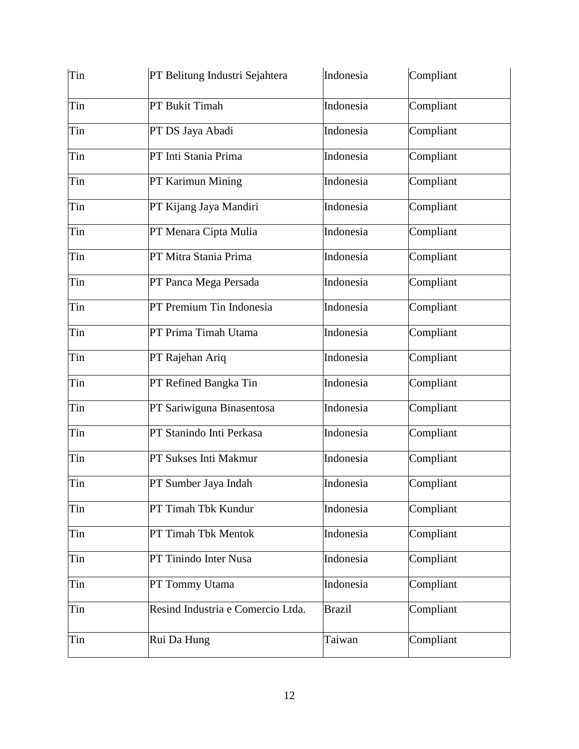| Tin | PT Belitung Industri Sejahtera | Indonesia | Compliant |
|---|---|---|---|
| Tin | PT Bukit Timah | Indonesia | Compliant |
| Tin | PT DS Jaya Abadi | Indonesia | Compliant |
| Tin | PT Inti Stania Prima | Indonesia | Compliant |
| Tin | PT Karimun Mining | Indonesia | Compliant |
| Tin | PT Kijang Jaya Mandiri | Indonesia | Compliant |
| Tin | PT Menara Cipta Mulia | Indonesia | Compliant |
| Tin | PT Mitra Stania Prima | Indonesia | Compliant |
| Tin | PT Panca Mega Persada | Indonesia | Compliant |
| Tin | PT Premium Tin Indonesia | Indonesia | Compliant |
| Tin | PT Prima Timah Utama | Indonesia | Compliant |
| Tin | PT Rajehan Ariq | Indonesia | Compliant |
| Tin | PT Refined Bangka Tin | Indonesia | Compliant |
| Tin | PT Sariwiguna Binasentosa | Indonesia | Compliant |
| Tin | PT Stanindo Inti Perkasa | Indonesia | Compliant |
| Tin | PT Sukses Inti Makmur | Indonesia | Compliant |
| Tin | PT Sumber Jaya Indah | Indonesia | Compliant |
| Tin | PT Timah Tbk Kundur | Indonesia | Compliant |
| Tin | PT Timah Tbk Mentok | Indonesia | Compliant |
| Tin | PT Tinindo Inter Nusa | Indonesia | Compliant |
| Tin | PT Tommy Utama | Indonesia | Compliant |
| Tin | Resind Industria e Comercio Ltda. | Brazil | Compliant |
| Tin | Rui Da Hung | Taiwan | Compliant |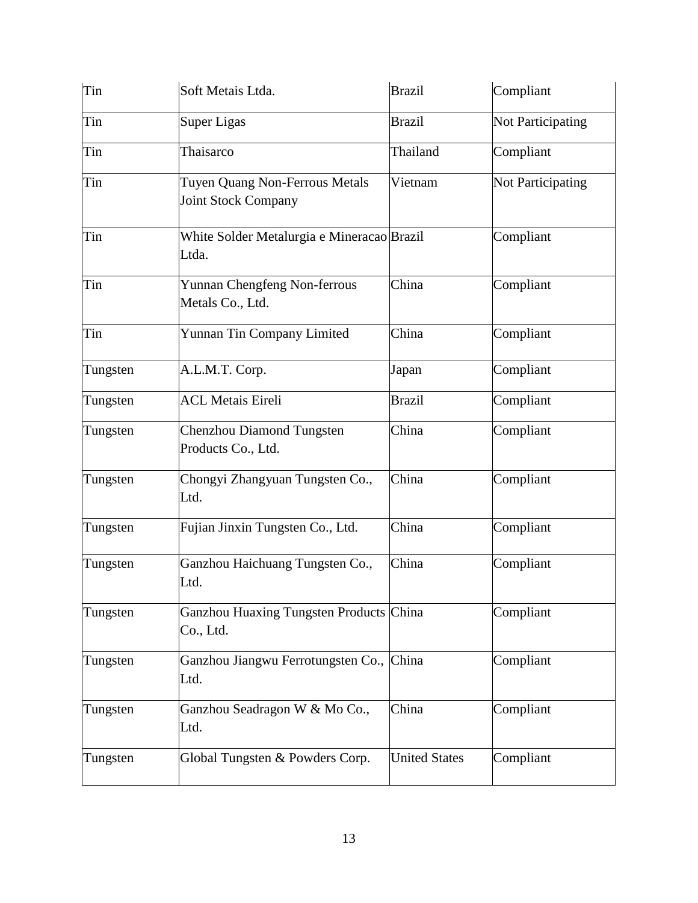| Tin | Soft Metais Ltda. | Brazil | Compliant |
|---|---|---|---|
| Tin | Super Ligas | Brazil | Not Participating |
| Tin | Thaisarco | Thailand | Compliant |
| Tin | Tuyen Quang Non-Ferrous Metals Joint Stock Company | Vietnam | Not Participating |
| Tin | White Solder Metalurgia e Mineracao Ltda. | Brazil | Compliant |
| Tin | Yunnan Chengfeng Non-ferrous Metals Co., Ltd. | China | Compliant |
| Tin | Yunnan Tin Company Limited | China | Compliant |
| Tungsten | A.L.M.T. Corp. | Japan | Compliant |
| Tungsten | ACL Metais Eireli | Brazil | Compliant |
| Tungsten | Chenzhou Diamond Tungsten Products Co., Ltd. | China | Compliant |
| Tungsten | Chongyi Zhangyuan Tungsten Co., Ltd. | China | Compliant |
| Tungsten | Fujian Jinxin Tungsten Co., Ltd. | China | Compliant |
| Tungsten | Ganzhou Haichuang Tungsten Co., Ltd. | China | Compliant |
| Tungsten | Ganzhou Huaxing Tungsten Products Co., Ltd. | China | Compliant |
| Tungsten | Ganzhou Jiangwu Ferrotungsten Co., Ltd. | China | Compliant |
| Tungsten | Ganzhou Seadragon W & Mo Co., Ltd. | China | Compliant |
| Tungsten | Global Tungsten & Powders Corp. | United States | Compliant |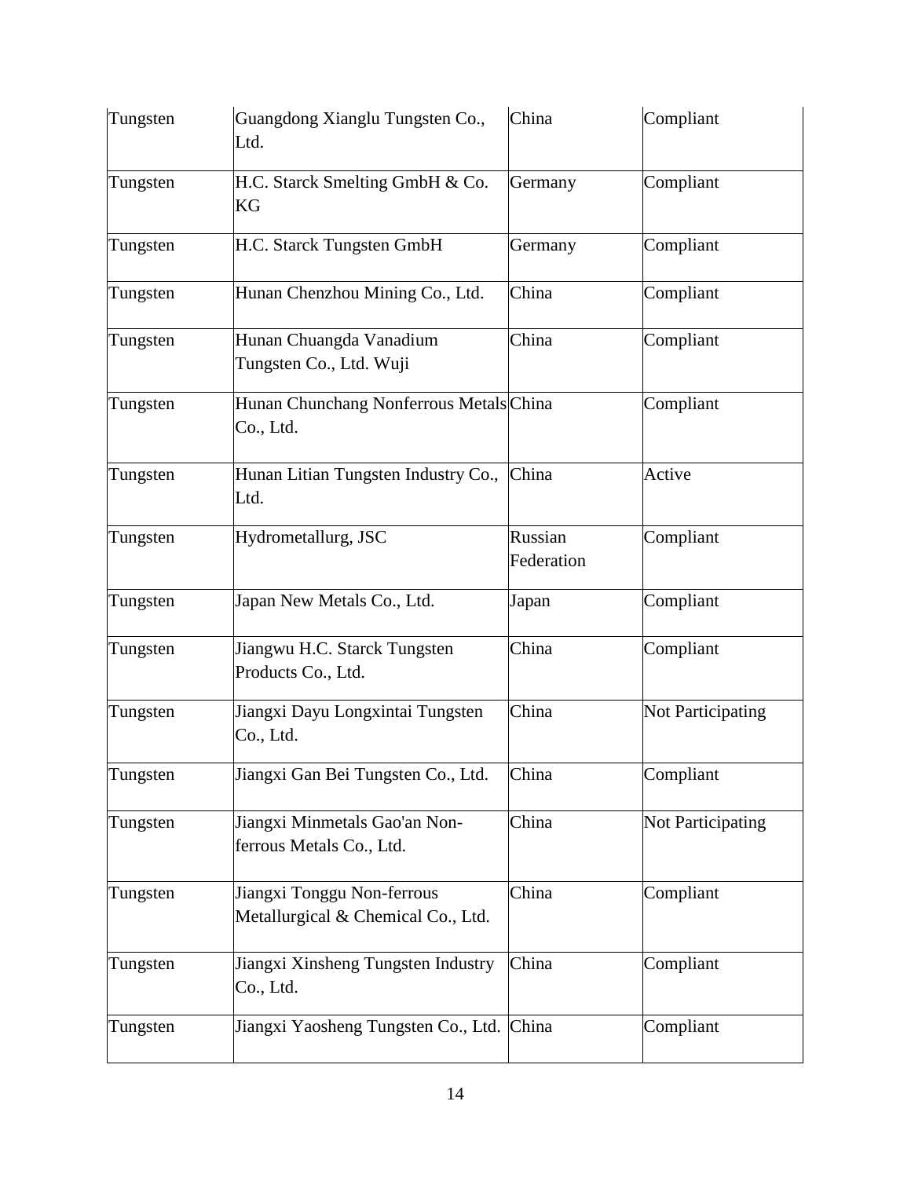| Tungsten | Guangdong Xianglu Tungsten Co., Ltd. | China | Compliant |
|---|---|---|---|
| Tungsten | H.C. Starck Smelting GmbH & Co. KG | Germany | Compliant |
| Tungsten | H.C. Starck Tungsten GmbH | Germany | Compliant |
| Tungsten | Hunan Chenzhou Mining Co., Ltd. | China | Compliant |
| Tungsten | Hunan Chuangda Vanadium Tungsten Co., Ltd. Wuji | China | Compliant |
| Tungsten | Hunan Chunchang Nonferrous Metals Co., Ltd. | China | Compliant |
| Tungsten | Hunan Litian Tungsten Industry Co., Ltd. | China | Active |
| Tungsten | Hydrometallurg, JSC | Russian Federation | Compliant |
| Tungsten | Japan New Metals Co., Ltd. | Japan | Compliant |
| Tungsten | Jiangwu H.C. Starck Tungsten Products Co., Ltd. | China | Compliant |
| Tungsten | Jiangxi Dayu Longxintai Tungsten Co., Ltd. | China | Not Participating |
| Tungsten | Jiangxi Gan Bei Tungsten Co., Ltd. | China | Compliant |
| Tungsten | Jiangxi Minmetals Gao'an Non-ferrous Metals Co., Ltd. | China | Not Participating |
| Tungsten | Jiangxi Tonggu Non-ferrous Metallurgical & Chemical Co., Ltd. | China | Compliant |
| Tungsten | Jiangxi Xinsheng Tungsten Industry Co., Ltd. | China | Compliant |
| Tungsten | Jiangxi Yaosheng Tungsten Co., Ltd. | China | Compliant |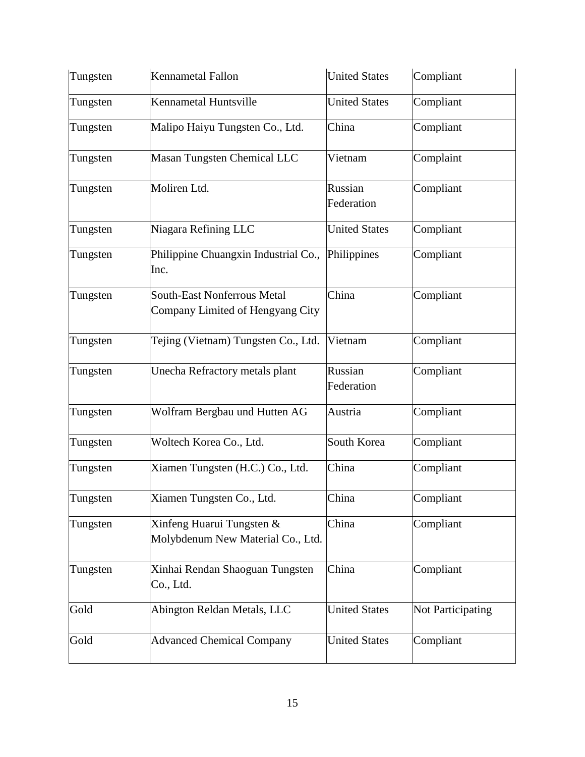| Tungsten | Kennametal Fallon | United States | Compliant |
|---|---|---|---|
| Tungsten | Kennametal Huntsville | United States | Compliant |
| Tungsten | Malipo Haiyu Tungsten Co., Ltd. | China | Compliant |
| Tungsten | Masan Tungsten Chemical LLC | Vietnam | Complaint |
| Tungsten | Moliren Ltd. | Russian Federation | Compliant |
| Tungsten | Niagara Refining LLC | United States | Compliant |
| Tungsten | Philippine Chuangxin Industrial Co., Inc. | Philippines | Compliant |
| Tungsten | South-East Nonferrous Metal Company Limited of Hengyang City | China | Compliant |
| Tungsten | Tejing (Vietnam) Tungsten Co., Ltd. | Vietnam | Compliant |
| Tungsten | Unecha Refractory metals plant | Russian Federation | Compliant |
| Tungsten | Wolfram Bergbau und Hutten AG | Austria | Compliant |
| Tungsten | Woltech Korea Co., Ltd. | South Korea | Compliant |
| Tungsten | Xiamen Tungsten (H.C.) Co., Ltd. | China | Compliant |
| Tungsten | Xiamen Tungsten Co., Ltd. | China | Compliant |
| Tungsten | Xinfeng Huarui Tungsten & Molybdenum New Material Co., Ltd. | China | Compliant |
| Tungsten | Xinhai Rendan Shaoguan Tungsten Co., Ltd. | China | Compliant |
| Gold | Abington Reldan Metals, LLC | United States | Not Participating |
| Gold | Advanced Chemical Company | United States | Compliant |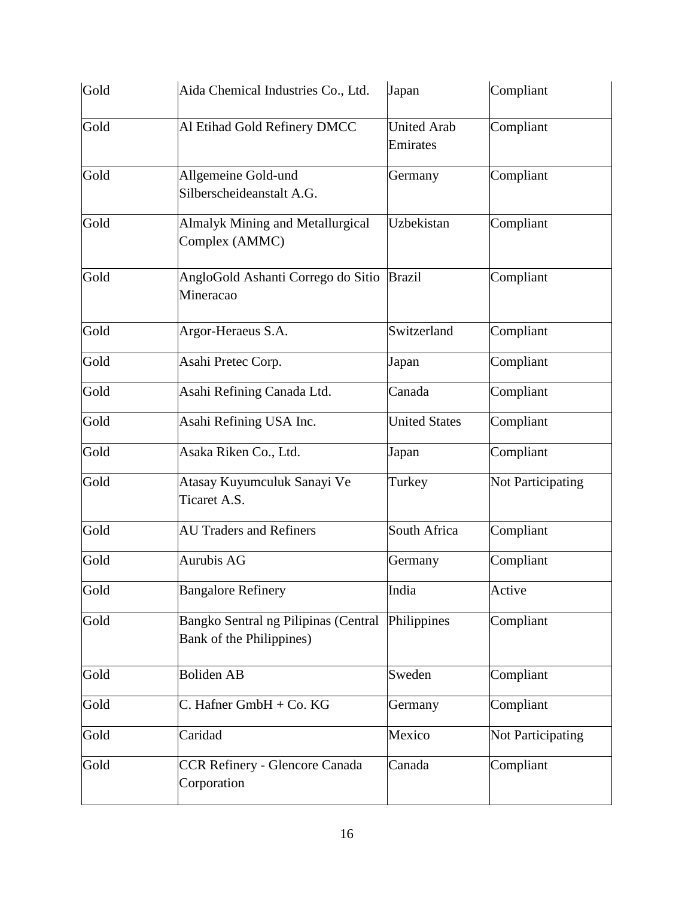| Gold | Aida Chemical Industries Co., Ltd. | Japan | Compliant |
|---|---|---|---|
| Gold | Al Etihad Gold Refinery DMCC | United Arab Emirates | Compliant |
| Gold | Allgemeine Gold-und Silberscheideanstalt A.G. | Germany | Compliant |
| Gold | Almalyk Mining and Metallurgical Complex (AMMC) | Uzbekistan | Compliant |
| Gold | AngloGold Ashanti Corrego do Sitio Mineracao | Brazil | Compliant |
| Gold | Argor-Heraeus S.A. | Switzerland | Compliant |
| Gold | Asahi Pretec Corp. | Japan | Compliant |
| Gold | Asahi Refining Canada Ltd. | Canada | Compliant |
| Gold | Asahi Refining USA Inc. | United States | Compliant |
| Gold | Asaka Riken Co., Ltd. | Japan | Compliant |
| Gold | Atasay Kuyumculuk Sanayi Ve Ticaret A.S. | Turkey | Not Participating |
| Gold | AU Traders and Refiners | South Africa | Compliant |
| Gold | Aurubis AG | Germany | Compliant |
| Gold | Bangalore Refinery | India | Active |
| Gold | Bangko Sentral ng Pilipinas (Central Bank of the Philippines) | Philippines | Compliant |
| Gold | Boliden AB | Sweden | Compliant |
| Gold | C. Hafner GmbH + Co. KG | Germany | Compliant |
| Gold | Caridad | Mexico | Not Participating |
| Gold | CCR Refinery - Glencore Canada Corporation | Canada | Compliant |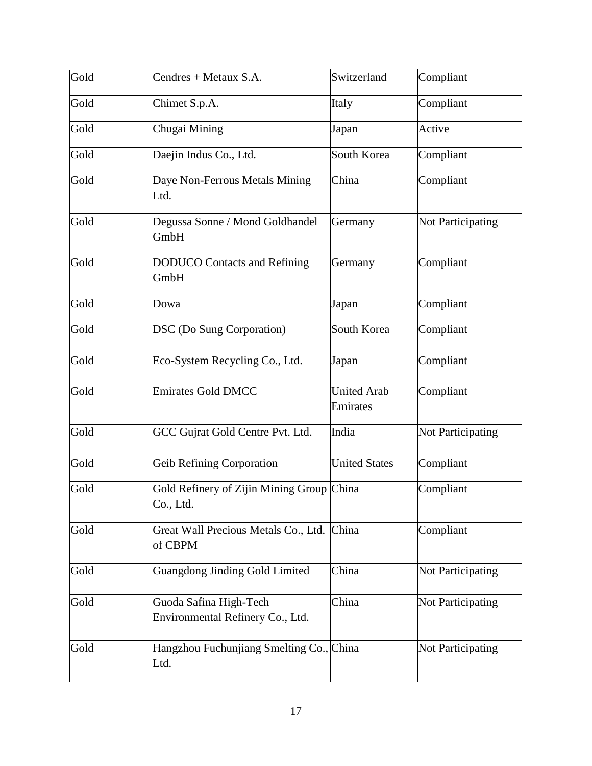| Gold | Cendres + Metaux S.A. | Switzerland | Compliant |
|---|---|---|---|
| Gold | Chimet S.p.A. | Italy | Compliant |
| Gold | Chugai Mining | Japan | Active |
| Gold | Daejin Indus Co., Ltd. | South Korea | Compliant |
| Gold | Daye Non-Ferrous Metals Mining Ltd. | China | Compliant |
| Gold | Degussa Sonne / Mond Goldhandel GmbH | Germany | Not Participating |
| Gold | DODUCO Contacts and Refining GmbH | Germany | Compliant |
| Gold | Dowa | Japan | Compliant |
| Gold | DSC (Do Sung Corporation) | South Korea | Compliant |
| Gold | Eco-System Recycling Co., Ltd. | Japan | Compliant |
| Gold | Emirates Gold DMCC | United Arab Emirates | Compliant |
| Gold | GCC Gujrat Gold Centre Pvt. Ltd. | India | Not Participating |
| Gold | Geib Refining Corporation | United States | Compliant |
| Gold | Gold Refinery of Zijin Mining Group Co., Ltd. | China | Compliant |
| Gold | Great Wall Precious Metals Co., Ltd. of CBPM | China | Compliant |
| Gold | Guangdong Jinding Gold Limited | China | Not Participating |
| Gold | Guoda Safina High-Tech Environmental Refinery Co., Ltd. | China | Not Participating |
| Gold | Hangzhou Fuchunjiang Smelting Co., Ltd. | China | Not Participating |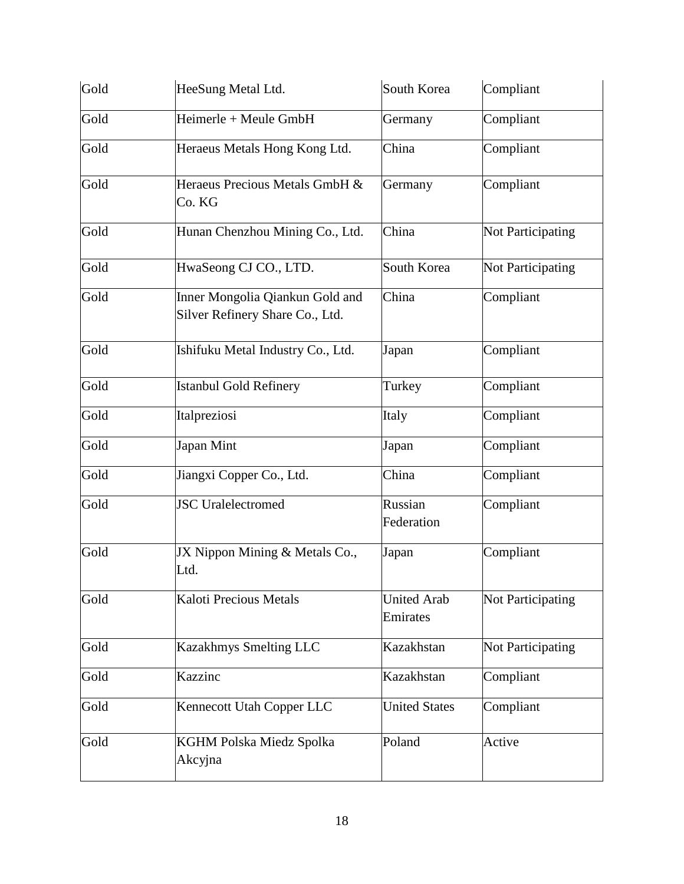| Gold | HeeSung Metal Ltd. | South Korea | Compliant |
|---|---|---|---|
| Gold | Heimerle + Meule GmbH | Germany | Compliant |
| Gold | Heraeus Metals Hong Kong Ltd. | China | Compliant |
| Gold | Heraeus Precious Metals GmbH & Co. KG | Germany | Compliant |
| Gold | Hunan Chenzhou Mining Co., Ltd. | China | Not Participating |
| Gold | HwaSeong CJ CO., LTD. | South Korea | Not Participating |
| Gold | Inner Mongolia Qiankun Gold and Silver Refinery Share Co., Ltd. | China | Compliant |
| Gold | Ishifuku Metal Industry Co., Ltd. | Japan | Compliant |
| Gold | Istanbul Gold Refinery | Turkey | Compliant |
| Gold | Italpreziosi | Italy | Compliant |
| Gold | Japan Mint | Japan | Compliant |
| Gold | Jiangxi Copper Co., Ltd. | China | Compliant |
| Gold | JSC Uralelectromed | Russian Federation | Compliant |
| Gold | JX Nippon Mining & Metals Co., Ltd. | Japan | Compliant |
| Gold | Kaloti Precious Metals | United Arab Emirates | Not Participating |
| Gold | Kazakhmys Smelting LLC | Kazakhstan | Not Participating |
| Gold | Kazzinc | Kazakhstan | Compliant |
| Gold | Kennecott Utah Copper LLC | United States | Compliant |
| Gold | KGHM Polska Miedz Spolka Akcyjna | Poland | Active |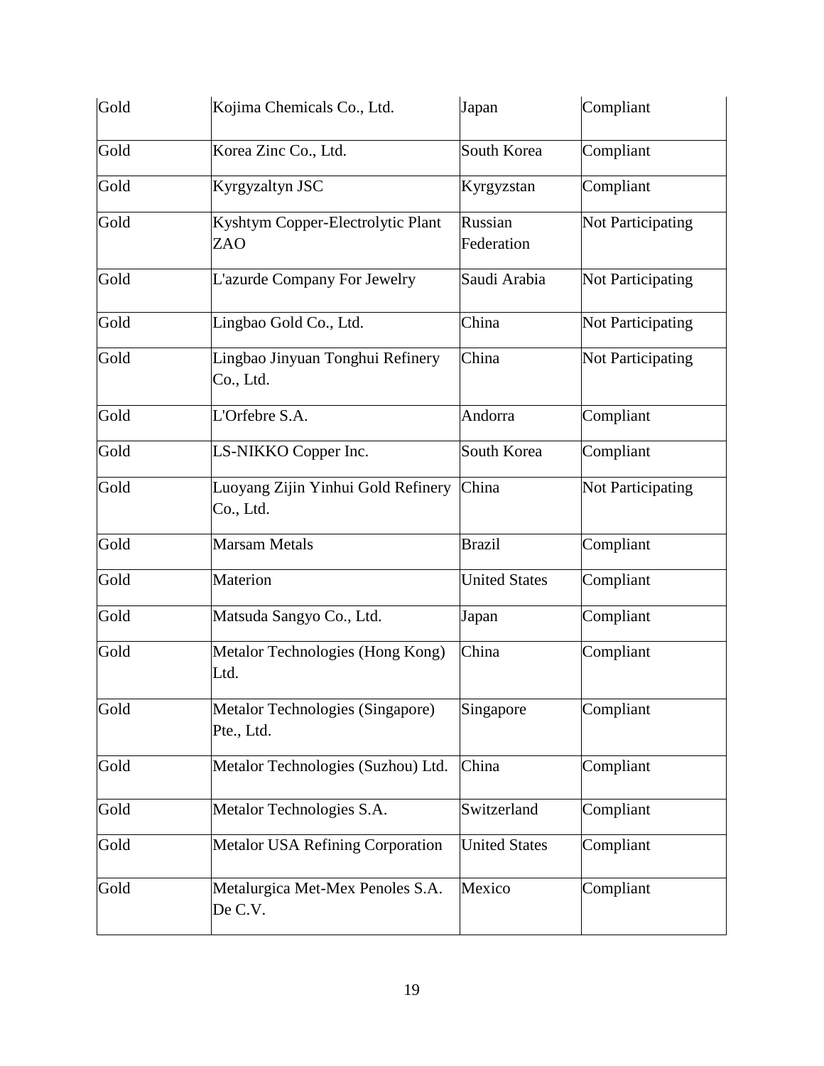| Gold | Kojima Chemicals Co., Ltd. | Japan | Compliant |
|---|---|---|---|
| Gold | Korea Zinc Co., Ltd. | South Korea | Compliant |
| Gold | Kyrgyzaltyn JSC | Kyrgyzstan | Compliant |
| Gold | Kyshtym Copper-Electrolytic Plant ZAO | Russian Federation | Not Participating |
| Gold | L'azurde Company For Jewelry | Saudi Arabia | Not Participating |
| Gold | Lingbao Gold Co., Ltd. | China | Not Participating |
| Gold | Lingbao Jinyuan Tonghui Refinery Co., Ltd. | China | Not Participating |
| Gold | L'Orfebre S.A. | Andorra | Compliant |
| Gold | LS-NIKKO Copper Inc. | South Korea | Compliant |
| Gold | Luoyang Zijin Yinhui Gold Refinery Co., Ltd. | China | Not Participating |
| Gold | Marsam Metals | Brazil | Compliant |
| Gold | Materion | United States | Compliant |
| Gold | Matsuda Sangyo Co., Ltd. | Japan | Compliant |
| Gold | Metalor Technologies (Hong Kong) Ltd. | China | Compliant |
| Gold | Metalor Technologies (Singapore) Pte., Ltd. | Singapore | Compliant |
| Gold | Metalor Technologies (Suzhou) Ltd. | China | Compliant |
| Gold | Metalor Technologies S.A. | Switzerland | Compliant |
| Gold | Metalor USA Refining Corporation | United States | Compliant |
| Gold | Metalurgica Met-Mex Penoles S.A. De C.V. | Mexico | Compliant |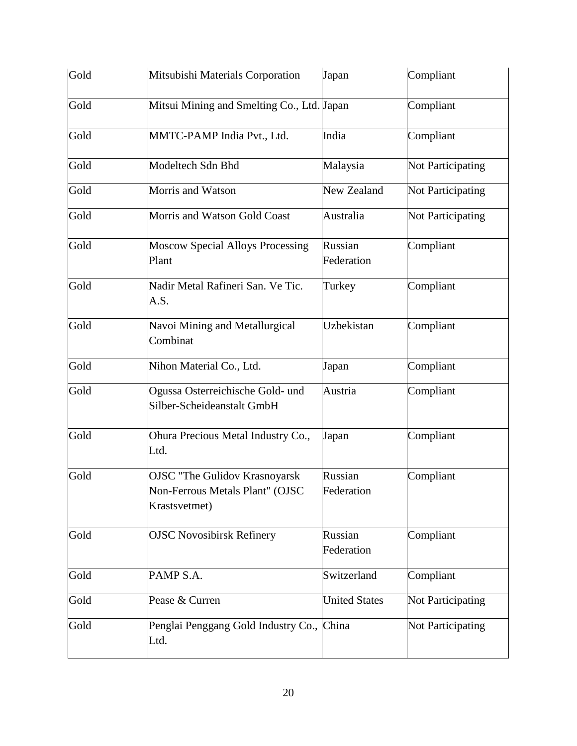| Gold | Mitsubishi Materials Corporation | Japan | Compliant |
|---|---|---|---|
| Gold | Mitsui Mining and Smelting Co., Ltd. | Japan | Compliant |
| Gold | MMTC-PAMP India Pvt., Ltd. | India | Compliant |
| Gold | Modeltech Sdn Bhd | Malaysia | Not Participating |
| Gold | Morris and Watson | New Zealand | Not Participating |
| Gold | Morris and Watson Gold Coast | Australia | Not Participating |
| Gold | Moscow Special Alloys Processing Plant | Russian Federation | Compliant |
| Gold | Nadir Metal Rafineri San. Ve Tic. A.S. | Turkey | Compliant |
| Gold | Navoi Mining and Metallurgical Combinat | Uzbekistan | Compliant |
| Gold | Nihon Material Co., Ltd. | Japan | Compliant |
| Gold | Ogussa Osterreichische Gold- und Silber-Scheideanstalt GmbH | Austria | Compliant |
| Gold | Ohura Precious Metal Industry Co., Ltd. | Japan | Compliant |
| Gold | OJSC "The Gulidov Krasnoyarsk Non-Ferrous Metals Plant" (OJSC Krastsvetmet) | Russian Federation | Compliant |
| Gold | OJSC Novosibirsk Refinery | Russian Federation | Compliant |
| Gold | PAMP S.A. | Switzerland | Compliant |
| Gold | Pease & Curren | United States | Not Participating |
| Gold | Penglai Penggang Gold Industry Co., Ltd. | China | Not Participating |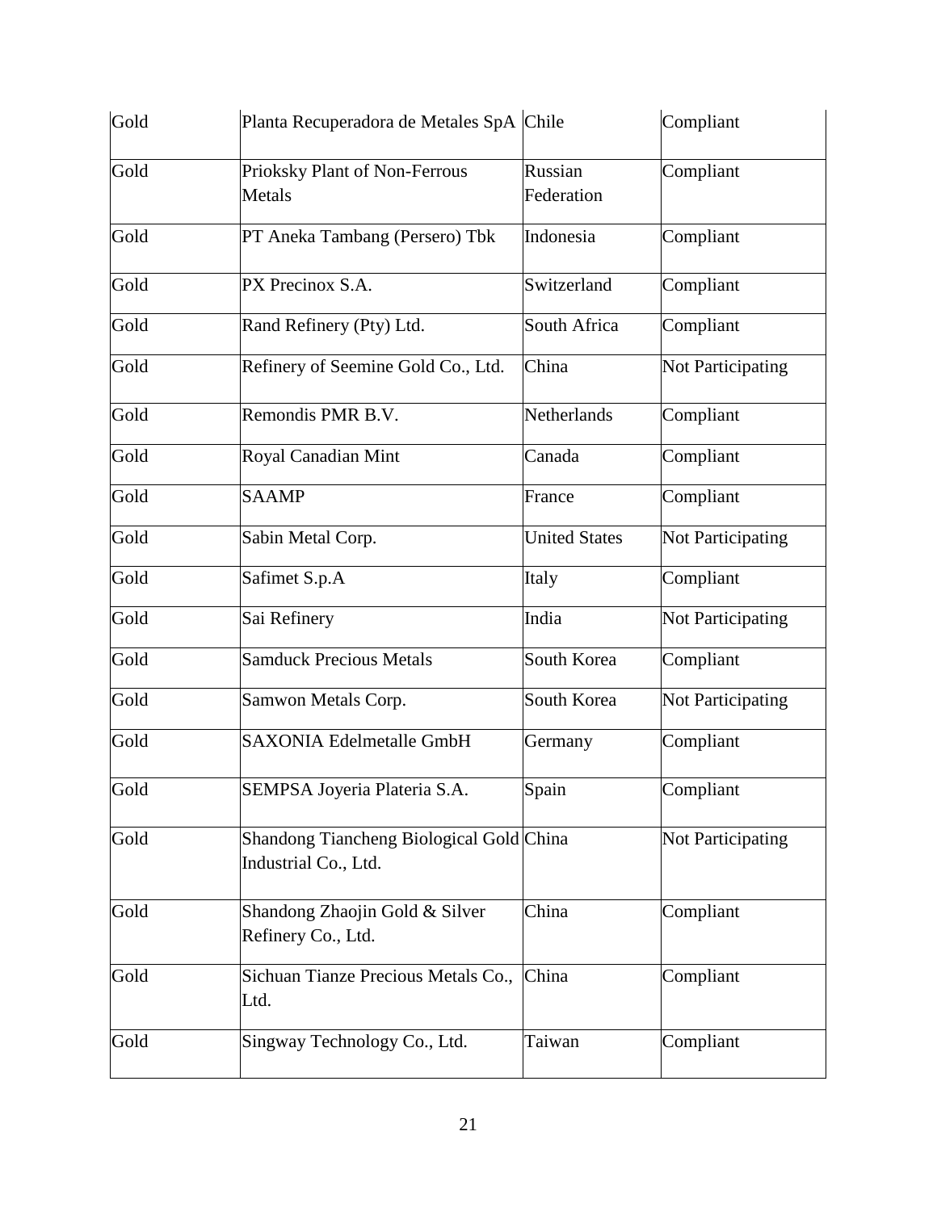| Gold | Planta Recuperadora de Metales SpA | Chile | Compliant |
|---|---|---|---|
| Gold | Prioksky Plant of Non-Ferrous Metals | Russian Federation | Compliant |
| Gold | PT Aneka Tambang (Persero) Tbk | Indonesia | Compliant |
| Gold | PX Precinox S.A. | Switzerland | Compliant |
| Gold | Rand Refinery (Pty) Ltd. | South Africa | Compliant |
| Gold | Refinery of Seemine Gold Co., Ltd. | China | Not Participating |
| Gold | Remondis PMR B.V. | Netherlands | Compliant |
| Gold | Royal Canadian Mint | Canada | Compliant |
| Gold | SAAMP | France | Compliant |
| Gold | Sabin Metal Corp. | United States | Not Participating |
| Gold | Safimet S.p.A | Italy | Compliant |
| Gold | Sai Refinery | India | Not Participating |
| Gold | Samduck Precious Metals | South Korea | Compliant |
| Gold | Samwon Metals Corp. | South Korea | Not Participating |
| Gold | SAXONIA Edelmetalle GmbH | Germany | Compliant |
| Gold | SEMPSA Joyeria Plateria S.A. | Spain | Compliant |
| Gold | Shandong Tiancheng Biological Gold Industrial Co., Ltd. | China | Not Participating |
| Gold | Shandong Zhaojin Gold & Silver Refinery Co., Ltd. | China | Compliant |
| Gold | Sichuan Tianze Precious Metals Co., Ltd. | China | Compliant |
| Gold | Singway Technology Co., Ltd. | Taiwan | Compliant |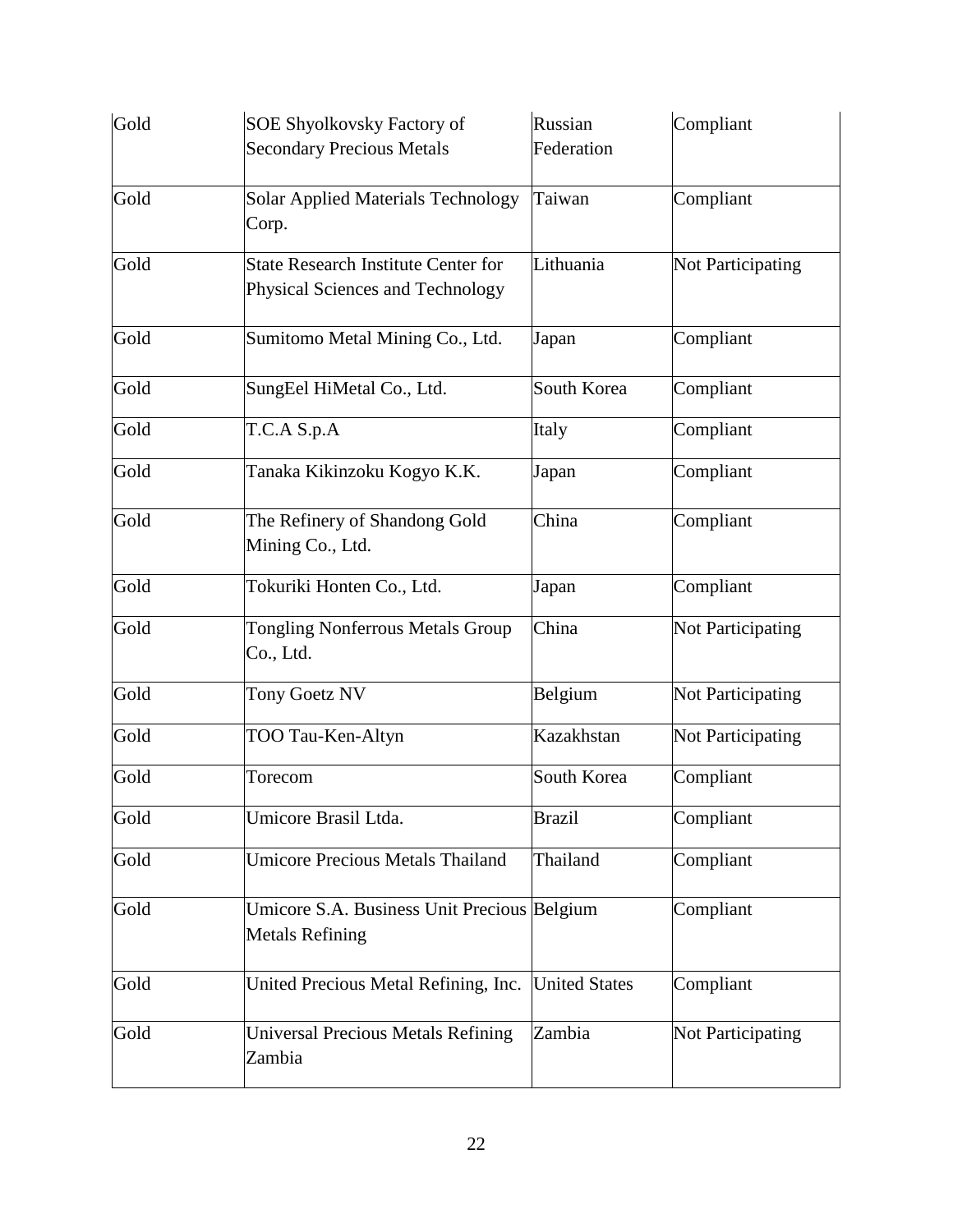| Gold | SOE Shyolkovsky Factory of Secondary Precious Metals | Russian Federation | Compliant |
|---|---|---|---|
| Gold | Solar Applied Materials Technology Corp. | Taiwan | Compliant |
| Gold | State Research Institute Center for Physical Sciences and Technology | Lithuania | Not Participating |
| Gold | Sumitomo Metal Mining Co., Ltd. | Japan | Compliant |
| Gold | SungEel HiMetal Co., Ltd. | South Korea | Compliant |
| Gold | T.C.A S.p.A | Italy | Compliant |
| Gold | Tanaka Kikinzoku Kogyo K.K. | Japan | Compliant |
| Gold | The Refinery of Shandong Gold Mining Co., Ltd. | China | Compliant |
| Gold | Tokuriki Honten Co., Ltd. | Japan | Compliant |
| Gold | Tongling Nonferrous Metals Group Co., Ltd. | China | Not Participating |
| Gold | Tony Goetz NV | Belgium | Not Participating |
| Gold | TOO Tau-Ken-Altyn | Kazakhstan | Not Participating |
| Gold | Torecom | South Korea | Compliant |
| Gold | Umicore Brasil Ltda. | Brazil | Compliant |
| Gold | Umicore Precious Metals Thailand | Thailand | Compliant |
| Gold | Umicore S.A. Business Unit Precious Metals Refining | Belgium | Compliant |
| Gold | United Precious Metal Refining, Inc. | United States | Compliant |
| Gold | Universal Precious Metals Refining Zambia | Zambia | Not Participating |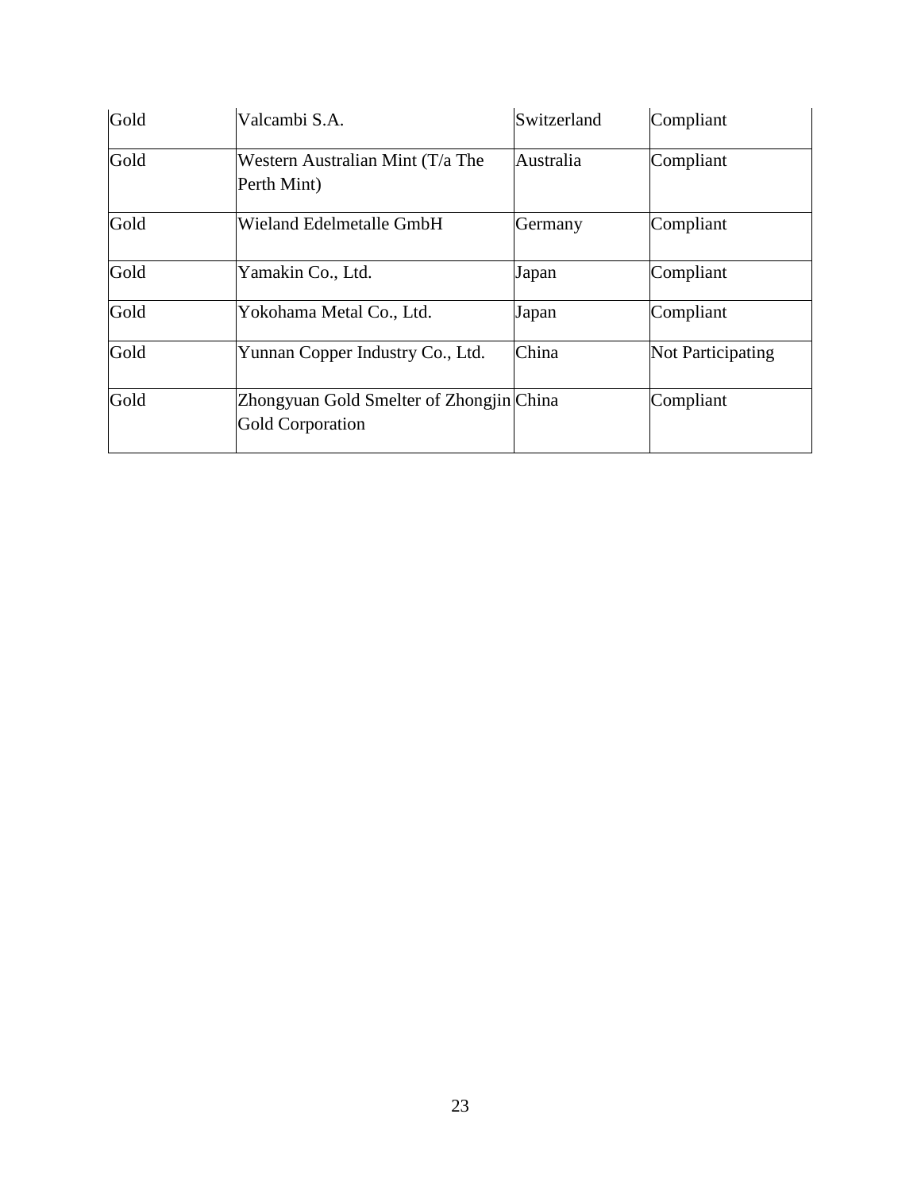| Gold | Valcambi S.A. | Switzerland | Compliant |
|---|---|---|---|
| Gold | Western Australian Mint (T/a The Perth Mint) | Australia | Compliant |
| Gold | Wieland Edelmetalle GmbH | Germany | Compliant |
| Gold | Yamakin Co., Ltd. | Japan | Compliant |
| Gold | Yokohama Metal Co., Ltd. | Japan | Compliant |
| Gold | Yunnan Copper Industry Co., Ltd. | China | Not Participating |
| Gold | Zhongyuan Gold Smelter of Zhongjin Gold Corporation | China | Compliant |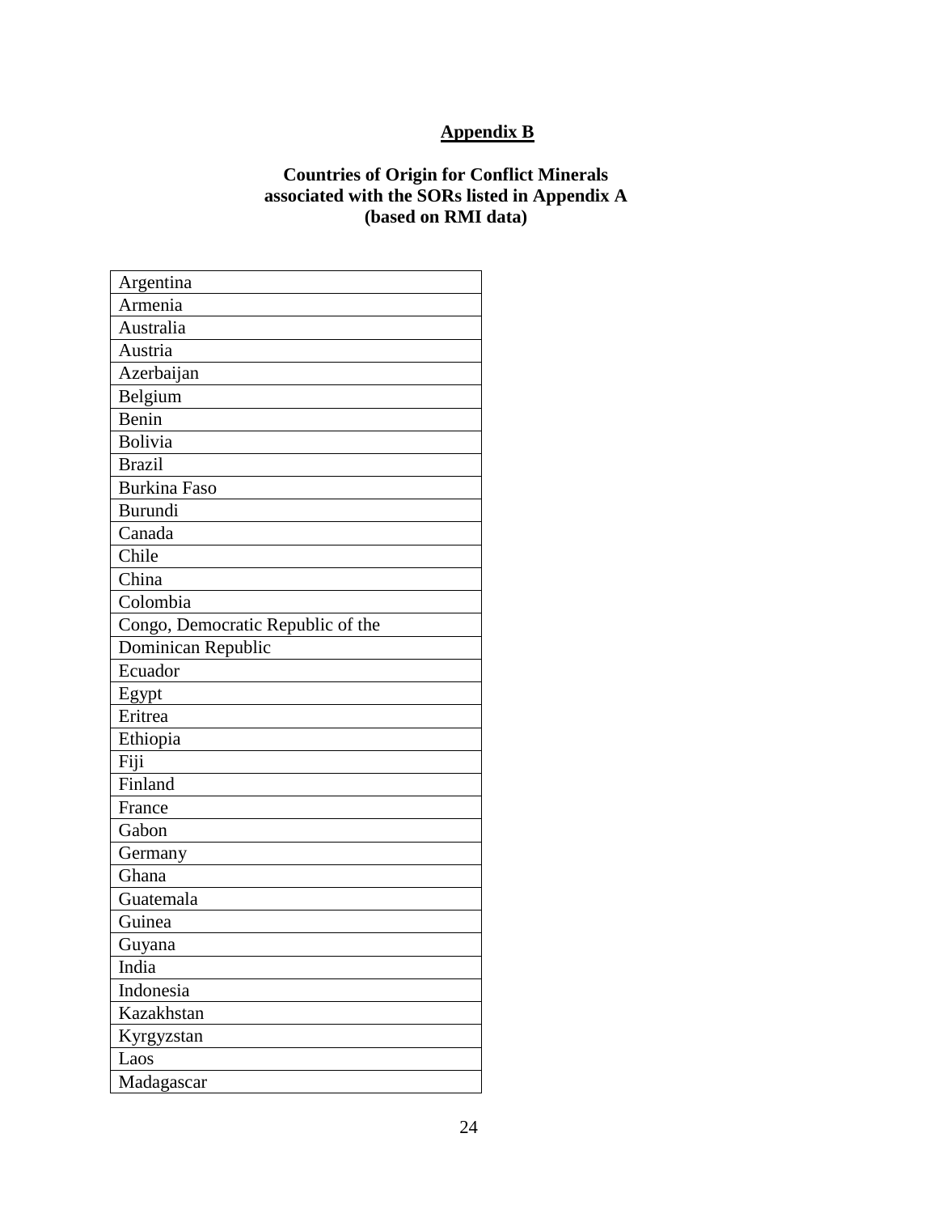## Appendix B

**Countries of Origin for Conflict Minerals associated with the SORs listed in Appendix A (based on RMI data)**

| Argentina |
|---|
| Armenia |
| Australia |
| Austria |
| Azerbaijan |
| Belgium |
| Benin |
| Bolivia |
| Brazil |
| Burkina Faso |
| Burundi |
| Canada |
| Chile |
| China |
| Colombia |
| Congo, Democratic Republic of the |
| Dominican Republic |
| Ecuador |
| Egypt |
| Eritrea |
| Ethiopia |
| Fiji |
| Finland |
| France |
| Gabon |
| Germany |
| Ghana |
| Guatemala |
| Guinea |
| Guyana |
| India |
| Indonesia |
| Kazakhstan |
| Kyrgyzstan |
| Laos |
| Madagascar |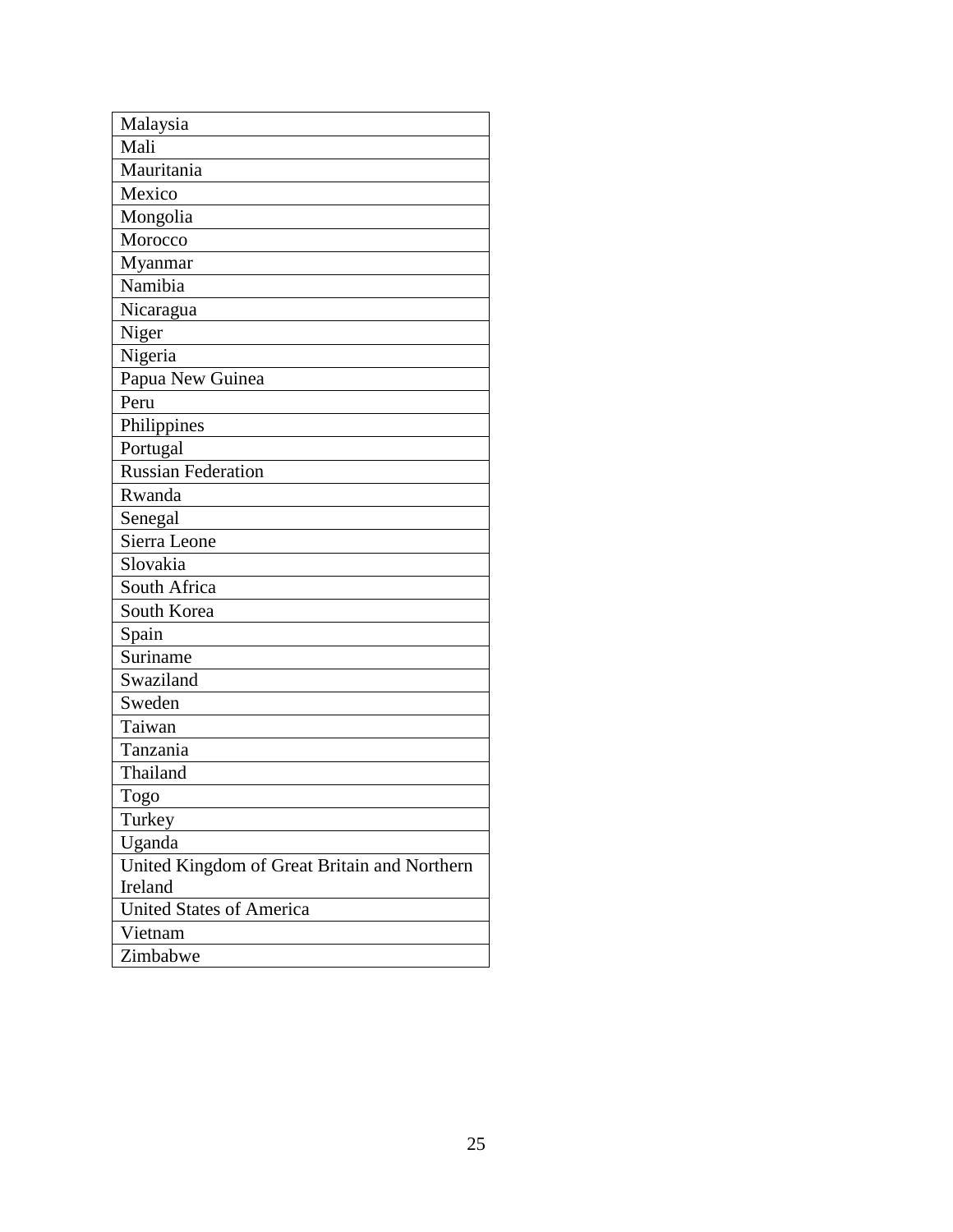| |
|---|
| Malaysia |
| Mali |
| Mauritania |
| Mexico |
| Mongolia |
| Morocco |
| Myanmar |
| Namibia |
| Nicaragua |
| Niger |
| Nigeria |
| Papua New Guinea |
| Peru |
| Philippines |
| Portugal |
| Russian Federation |
| Rwanda |
| Senegal |
| Sierra Leone |
| Slovakia |
| South Africa |
| South Korea |
| Spain |
| Suriname |
| Swaziland |
| Sweden |
| Taiwan |
| Tanzania |
| Thailand |
| Togo |
| Turkey |
| Uganda |
| United Kingdom of Great Britain and Northern Ireland |
| United States of America |
| Vietnam |
| Zimbabwe |